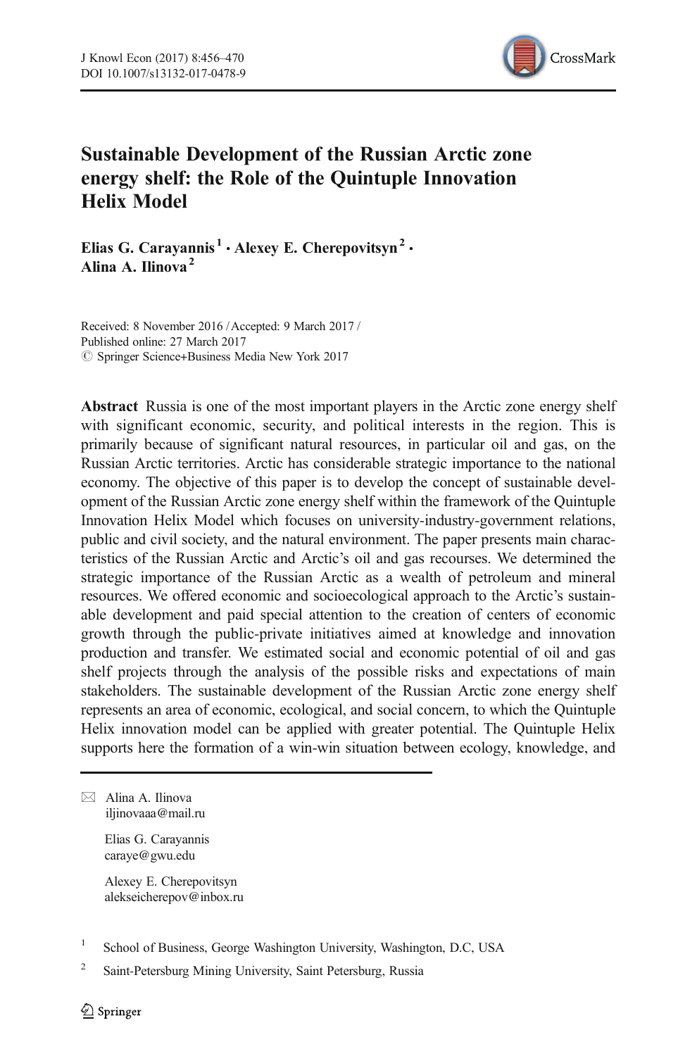# Sustainable Development of the Russian Arctic zone energy shelf: the Role of the Quintuple Innovation Helix Model

**Elias G. Carayannis**[1] **· Alexey E. Cherepovitsyn**[2] **· Alina A. Ilinova**[2]

Received: 8 November 2016 / Accepted: 9 March 2017 /
Published online: 27 March 2017
© Springer Science+Business Media New York 2017

**Abstract** Russia is one of the most important players in the Arctic zone energy shelf with significant economic, security, and political interests in the region. This is primarily because of significant natural resources, in particular oil and gas, on the Russian Arctic territories. Arctic has considerable strategic importance to the national economy. The objective of this paper is to develop the concept of sustainable development of the Russian Arctic zone energy shelf within the framework of the Quintuple Innovation Helix Model which focuses on university-industry-government relations, public and civil society, and the natural environment. The paper presents main characteristics of the Russian Arctic and Arctic's oil and gas recourses. We determined the strategic importance of the Russian Arctic as a wealth of petroleum and mineral resources. We offered economic and socioecological approach to the Arctic's sustainable development and paid special attention to the creation of centers of economic growth through the public-private initiatives aimed at knowledge and innovation production and transfer. We estimated social and economic potential of oil and gas shelf projects through the analysis of the possible risks and expectations of main stakeholders. The sustainable development of the Russian Arctic zone energy shelf represents an area of economic, ecological, and social concern, to which the Quintuple Helix innovation model can be applied with greater potential. The Quintuple Helix supports here the formation of a win-win situation between ecology, knowledge, and

---

✉ Alina A. Ilinova
iljinovaaa@mail.ru

Elias G. Carayannis
caraye@gwu.edu

Alexey E. Cherepovitsyn
alekseicherepov@inbox.ru

[1] School of Business, George Washington University, Washington, D.C, USA

[2] Saint-Petersburg Mining University, Saint Petersburg, Russia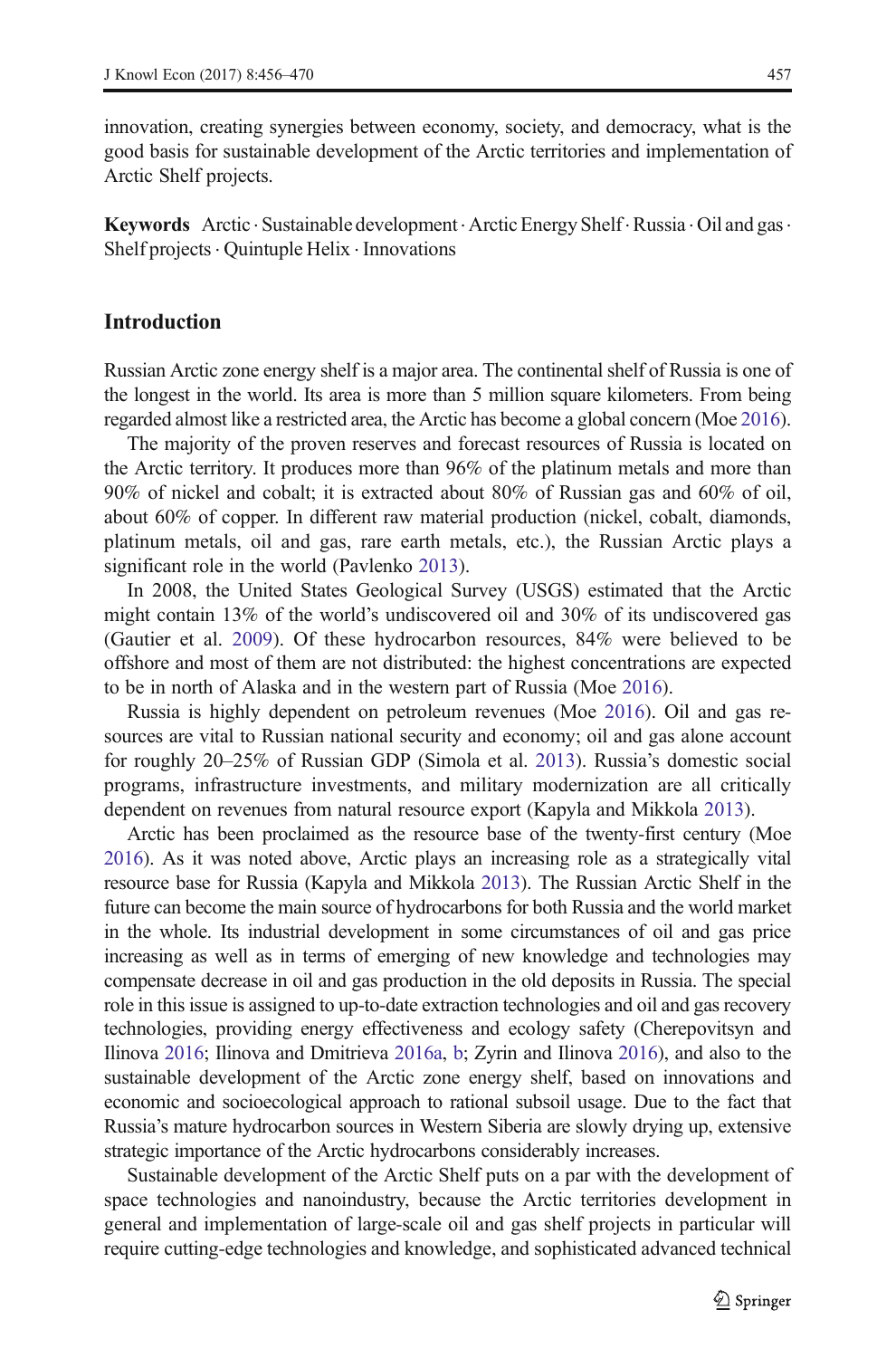innovation, creating synergies between economy, society, and democracy, what is the good basis for sustainable development of the Arctic territories and implementation of Arctic Shelf projects.

**Keywords** Arctic · Sustainable development · Arctic Energy Shelf · Russia · Oil and gas · Shelf projects · Quintuple Helix · Innovations

## Introduction

Russian Arctic zone energy shelf is a major area. The continental shelf of Russia is one of the longest in the world. Its area is more than 5 million square kilometers. From being regarded almost like a restricted area, the Arctic has become a global concern (Moe 2016).

The majority of the proven reserves and forecast resources of Russia is located on the Arctic territory. It produces more than 96% of the platinum metals and more than 90% of nickel and cobalt; it is extracted about 80% of Russian gas and 60% of oil, about 60% of copper. In different raw material production (nickel, cobalt, diamonds, platinum metals, oil and gas, rare earth metals, etc.), the Russian Arctic plays a significant role in the world (Pavlenko 2013).

In 2008, the United States Geological Survey (USGS) estimated that the Arctic might contain 13% of the world's undiscovered oil and 30% of its undiscovered gas (Gautier et al. 2009). Of these hydrocarbon resources, 84% were believed to be offshore and most of them are not distributed: the highest concentrations are expected to be in north of Alaska and in the western part of Russia (Moe 2016).

Russia is highly dependent on petroleum revenues (Moe 2016). Oil and gas resources are vital to Russian national security and economy; oil and gas alone account for roughly 20–25% of Russian GDP (Simola et al. 2013). Russia's domestic social programs, infrastructure investments, and military modernization are all critically dependent on revenues from natural resource export (Kapyla and Mikkola 2013).

Arctic has been proclaimed as the resource base of the twenty-first century (Moe 2016). As it was noted above, Arctic plays an increasing role as a strategically vital resource base for Russia (Kapyla and Mikkola 2013). The Russian Arctic Shelf in the future can become the main source of hydrocarbons for both Russia and the world market in the whole. Its industrial development in some circumstances of oil and gas price increasing as well as in terms of emerging of new knowledge and technologies may compensate decrease in oil and gas production in the old deposits in Russia. The special role in this issue is assigned to up-to-date extraction technologies and oil and gas recovery technologies, providing energy effectiveness and ecology safety (Cherepovitsyn and Ilinova 2016; Ilinova and Dmitrieva 2016a, b; Zyrin and Ilinova 2016), and also to the sustainable development of the Arctic zone energy shelf, based on innovations and economic and socioecological approach to rational subsoil usage. Due to the fact that Russia's mature hydrocarbon sources in Western Siberia are slowly drying up, extensive strategic importance of the Arctic hydrocarbons considerably increases.

Sustainable development of the Arctic Shelf puts on a par with the development of space technologies and nanoindustry, because the Arctic territories development in general and implementation of large-scale oil and gas shelf projects in particular will require cutting-edge technologies and knowledge, and sophisticated advanced technical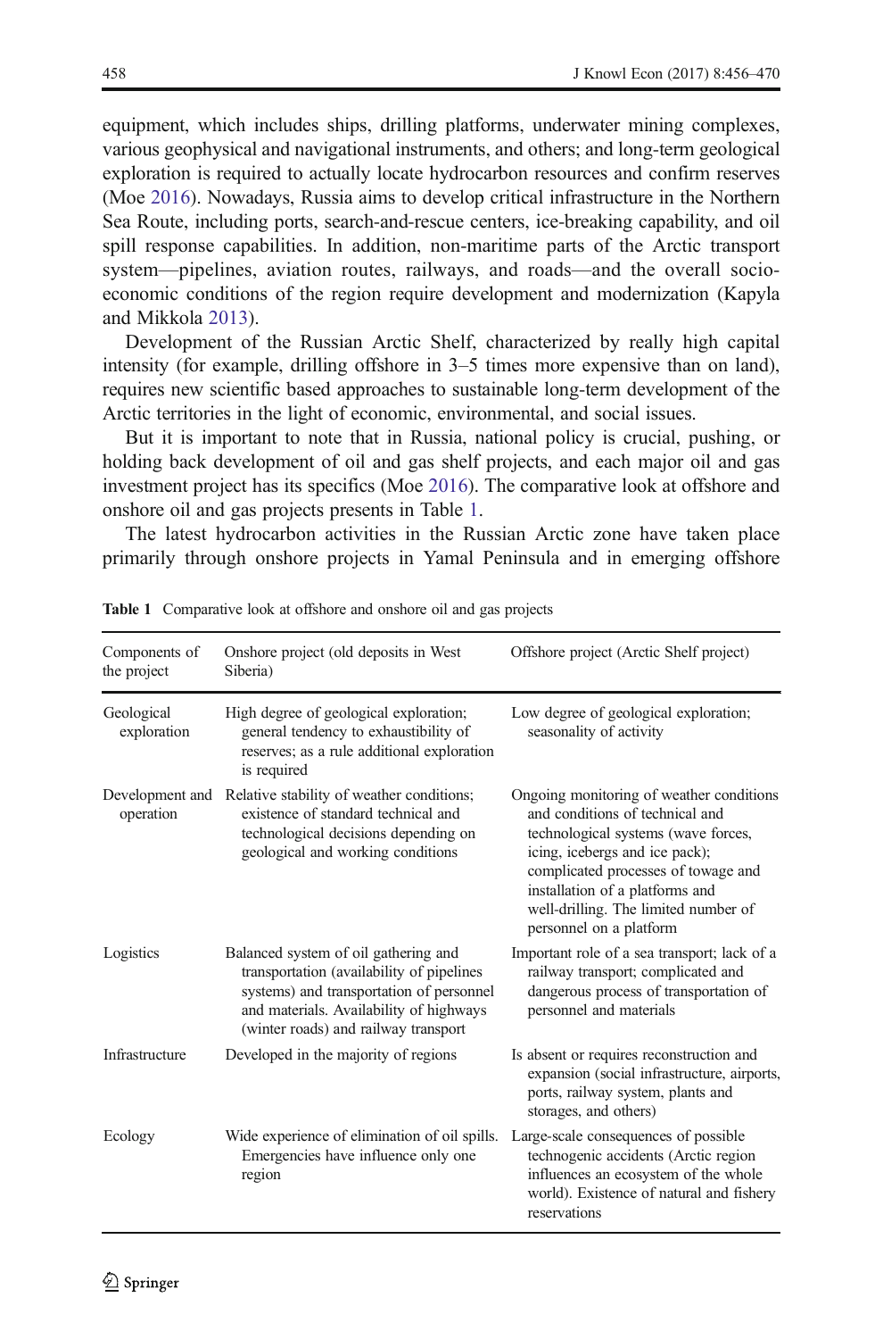equipment, which includes ships, drilling platforms, underwater mining complexes, various geophysical and navigational instruments, and others; and long-term geological exploration is required to actually locate hydrocarbon resources and confirm reserves (Moe 2016). Nowadays, Russia aims to develop critical infrastructure in the Northern Sea Route, including ports, search-and-rescue centers, ice-breaking capability, and oil spill response capabilities. In addition, non-maritime parts of the Arctic transport system—pipelines, aviation routes, railways, and roads—and the overall socio-economic conditions of the region require development and modernization (Kapyla and Mikkola 2013).

Development of the Russian Arctic Shelf, characterized by really high capital intensity (for example, drilling offshore in 3–5 times more expensive than on land), requires new scientific based approaches to sustainable long-term development of the Arctic territories in the light of economic, environmental, and social issues.

But it is important to note that in Russia, national policy is crucial, pushing, or holding back development of oil and gas shelf projects, and each major oil and gas investment project has its specifics (Moe 2016). The comparative look at offshore and onshore oil and gas projects presents in Table 1.

The latest hydrocarbon activities in the Russian Arctic zone have taken place primarily through onshore projects in Yamal Peninsula and in emerging offshore

**Table 1** Comparative look at offshore and onshore oil and gas projects

| Components of the project | Onshore project (old deposits in West Siberia) | Offshore project (Arctic Shelf project) |
|---|---|---|
| Geological exploration | High degree of geological exploration; general tendency to exhaustibility of reserves; as a rule additional exploration is required | Low degree of geological exploration; seasonality of activity |
| Development and operation | Relative stability of weather conditions; existence of standard technical and technological decisions depending on geological and working conditions | Ongoing monitoring of weather conditions and conditions of technical and technological systems (wave forces, icing, icebergs and ice pack); complicated processes of towage and installation of a platforms and well-drilling. The limited number of personnel on a platform |
| Logistics | Balanced system of oil gathering and transportation (availability of pipelines systems) and transportation of personnel and materials. Availability of highways (winter roads) and railway transport | Important role of a sea transport; lack of a railway transport; complicated and dangerous process of transportation of personnel and materials |
| Infrastructure | Developed in the majority of regions | Is absent or requires reconstruction and expansion (social infrastructure, airports, ports, railway system, plants and storages, and others) |
| Ecology | Wide experience of elimination of oil spills. Emergencies have influence only one region | Large-scale consequences of possible technogenic accidents (Arctic region influences an ecosystem of the whole world). Existence of natural and fishery reservations |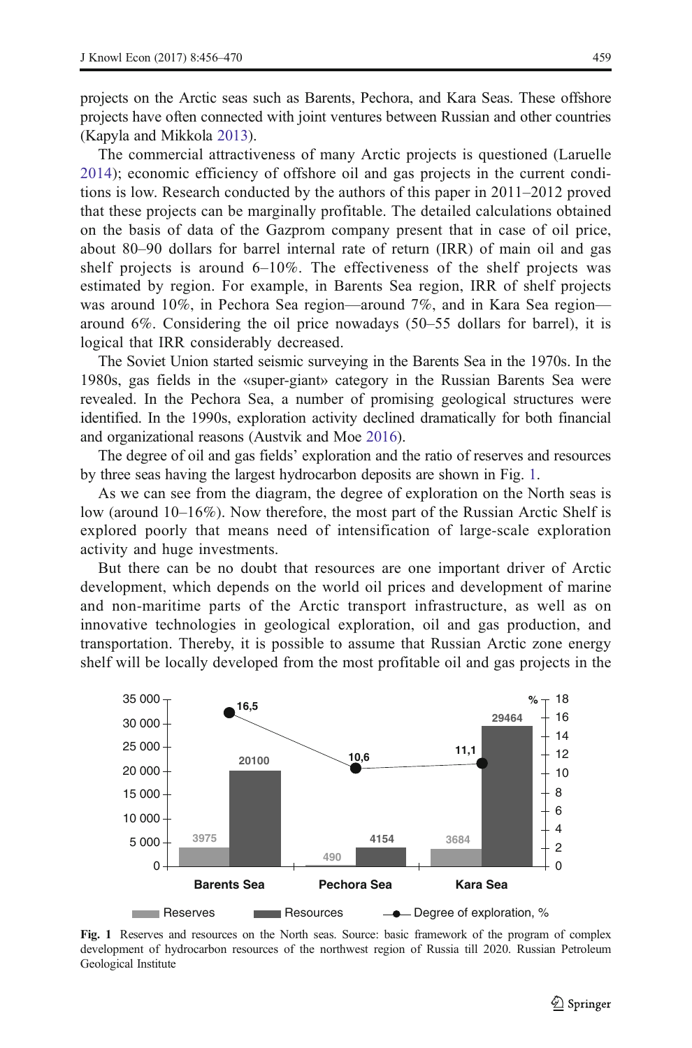projects on the Arctic seas such as Barents, Pechora, and Kara Seas. These offshore projects have often connected with joint ventures between Russian and other countries (Kapyla and Mikkola 2013).

The commercial attractiveness of many Arctic projects is questioned (Laruelle 2014); economic efficiency of offshore oil and gas projects in the current conditions is low. Research conducted by the authors of this paper in 2011–2012 proved that these projects can be marginally profitable. The detailed calculations obtained on the basis of data of the Gazprom company present that in case of oil price, about 80–90 dollars for barrel internal rate of return (IRR) of main oil and gas shelf projects is around 6–10%. The effectiveness of the shelf projects was estimated by region. For example, in Barents Sea region, IRR of shelf projects was around 10%, in Pechora Sea region—around 7%, and in Kara Sea region—around 6%. Considering the oil price nowadays (50–55 dollars for barrel), it is logical that IRR considerably decreased.

The Soviet Union started seismic surveying in the Barents Sea in the 1970s. In the 1980s, gas fields in the «super-giant» category in the Russian Barents Sea were revealed. In the Pechora Sea, a number of promising geological structures were identified. In the 1990s, exploration activity declined dramatically for both financial and organizational reasons (Austvik and Moe 2016).

The degree of oil and gas fields' exploration and the ratio of reserves and resources by three seas having the largest hydrocarbon deposits are shown in Fig. 1.

As we can see from the diagram, the degree of exploration on the North seas is low (around 10–16%). Now therefore, the most part of the Russian Arctic Shelf is explored poorly that means need of intensification of large-scale exploration activity and huge investments.

But there can be no doubt that resources are one important driver of Arctic development, which depends on the world oil prices and development of marine and non-maritime parts of the Arctic transport infrastructure, as well as on innovative technologies in geological exploration, oil and gas production, and transportation. Thereby, it is possible to assume that Russian Arctic zone energy shelf will be locally developed from the most profitable oil and gas projects in the

| | Barents Sea | Pechora Sea | Kara Sea |
|---|---|---|---|
| Reserves | 3975 | 490 | 3684 |
| Resources | 20100 | 4154 | 29464 |
| Degree of exploration, % | 16,5 | 10,6 | 11,1 |

**Fig. 1** Reserves and resources on the North seas. Source: basic framework of the program of complex development of hydrocarbon resources of the northwest region of Russia till 2020. Russian Petroleum Geological Institute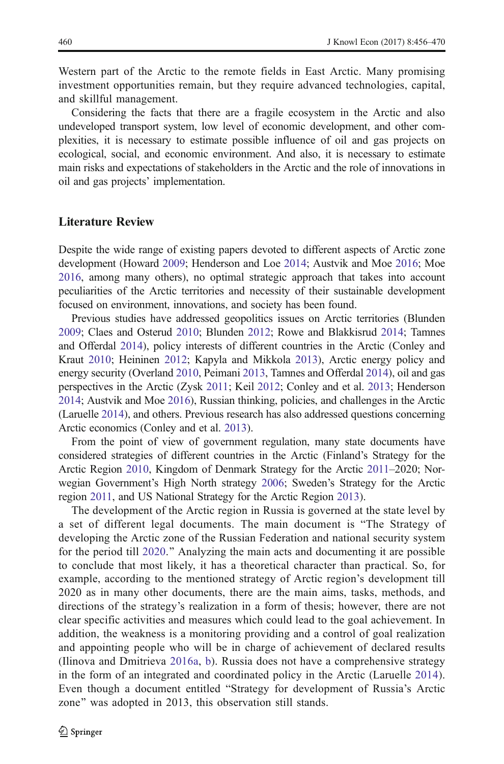Western part of the Arctic to the remote fields in East Arctic. Many promising investment opportunities remain, but they require advanced technologies, capital, and skillful management.

Considering the facts that there are a fragile ecosystem in the Arctic and also undeveloped transport system, low level of economic development, and other complexities, it is necessary to estimate possible influence of oil and gas projects on ecological, social, and economic environment. And also, it is necessary to estimate main risks and expectations of stakeholders in the Arctic and the role of innovations in oil and gas projects' implementation.

## Literature Review

Despite the wide range of existing papers devoted to different aspects of Arctic zone development (Howard 2009; Henderson and Loe 2014; Austvik and Moe 2016; Moe 2016, among many others), no optimal strategic approach that takes into account peculiarities of the Arctic territories and necessity of their sustainable development focused on environment, innovations, and society has been found.

Previous studies have addressed geopolitics issues on Arctic territories (Blunden 2009; Claes and Osterud 2010; Blunden 2012; Rowe and Blakkisrud 2014; Tamnes and Offerdal 2014), policy interests of different countries in the Arctic (Conley and Kraut 2010; Heininen 2012; Kapyla and Mikkola 2013), Arctic energy policy and energy security (Overland 2010, Peimani 2013, Tamnes and Offerdal 2014), oil and gas perspectives in the Arctic (Zysk 2011; Keil 2012; Conley and et al. 2013; Henderson 2014; Austvik and Moe 2016), Russian thinking, policies, and challenges in the Arctic (Laruelle 2014), and others. Previous research has also addressed questions concerning Arctic economics (Conley and et al. 2013).

From the point of view of government regulation, many state documents have considered strategies of different countries in the Arctic (Finland's Strategy for the Arctic Region 2010, Kingdom of Denmark Strategy for the Arctic 2011–2020; Norwegian Government's High North strategy 2006; Sweden's Strategy for the Arctic region 2011, and US National Strategy for the Arctic Region 2013).

The development of the Arctic region in Russia is governed at the state level by a set of different legal documents. The main document is "The Strategy of developing the Arctic zone of the Russian Federation and national security system for the period till 2020." Analyzing the main acts and documenting it are possible to conclude that most likely, it has a theoretical character than practical. So, for example, according to the mentioned strategy of Arctic region's development till 2020 as in many other documents, there are the main aims, tasks, methods, and directions of the strategy's realization in a form of thesis; however, there are not clear specific activities and measures which could lead to the goal achievement. In addition, the weakness is a monitoring providing and a control of goal realization and appointing people who will be in charge of achievement of declared results (Ilinova and Dmitrieva 2016a, b). Russia does not have a comprehensive strategy in the form of an integrated and coordinated policy in the Arctic (Laruelle 2014). Even though a document entitled "Strategy for development of Russia's Arctic zone" was adopted in 2013, this observation still stands.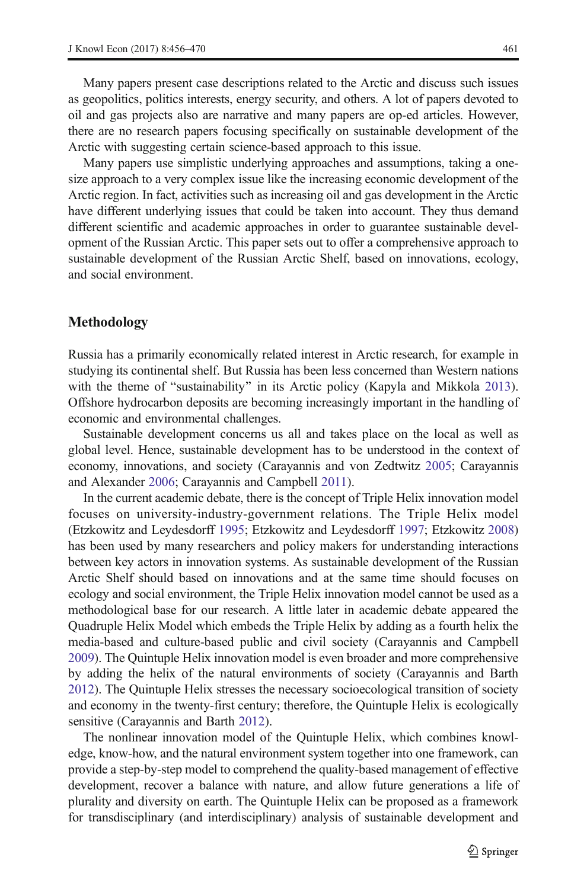Many papers present case descriptions related to the Arctic and discuss such issues as geopolitics, politics interests, energy security, and others. A lot of papers devoted to oil and gas projects also are narrative and many papers are op-ed articles. However, there are no research papers focusing specifically on sustainable development of the Arctic with suggesting certain science-based approach to this issue.

Many papers use simplistic underlying approaches and assumptions, taking a one-size approach to a very complex issue like the increasing economic development of the Arctic region. In fact, activities such as increasing oil and gas development in the Arctic have different underlying issues that could be taken into account. They thus demand different scientific and academic approaches in order to guarantee sustainable development of the Russian Arctic. This paper sets out to offer a comprehensive approach to sustainable development of the Russian Arctic Shelf, based on innovations, ecology, and social environment.

## Methodology

Russia has a primarily economically related interest in Arctic research, for example in studying its continental shelf. But Russia has been less concerned than Western nations with the theme of "sustainability" in its Arctic policy (Kapyla and Mikkola 2013). Offshore hydrocarbon deposits are becoming increasingly important in the handling of economic and environmental challenges.

Sustainable development concerns us all and takes place on the local as well as global level. Hence, sustainable development has to be understood in the context of economy, innovations, and society (Carayannis and von Zedtwitz 2005; Carayannis and Alexander 2006; Carayannis and Campbell 2011).

In the current academic debate, there is the concept of Triple Helix innovation model focuses on university-industry-government relations. The Triple Helix model (Etzkowitz and Leydesdorff 1995; Etzkowitz and Leydesdorff 1997; Etzkowitz 2008) has been used by many researchers and policy makers for understanding interactions between key actors in innovation systems. As sustainable development of the Russian Arctic Shelf should based on innovations and at the same time should focuses on ecology and social environment, the Triple Helix innovation model cannot be used as a methodological base for our research. A little later in academic debate appeared the Quadruple Helix Model which embeds the Triple Helix by adding as a fourth helix the media-based and culture-based public and civil society (Carayannis and Campbell 2009). The Quintuple Helix innovation model is even broader and more comprehensive by adding the helix of the natural environments of society (Carayannis and Barth 2012). The Quintuple Helix stresses the necessary socioecological transition of society and economy in the twenty-first century; therefore, the Quintuple Helix is ecologically sensitive (Carayannis and Barth 2012).

The nonlinear innovation model of the Quintuple Helix, which combines knowledge, know-how, and the natural environment system together into one framework, can provide a step-by-step model to comprehend the quality-based management of effective development, recover a balance with nature, and allow future generations a life of plurality and diversity on earth. The Quintuple Helix can be proposed as a framework for transdisciplinary (and interdisciplinary) analysis of sustainable development and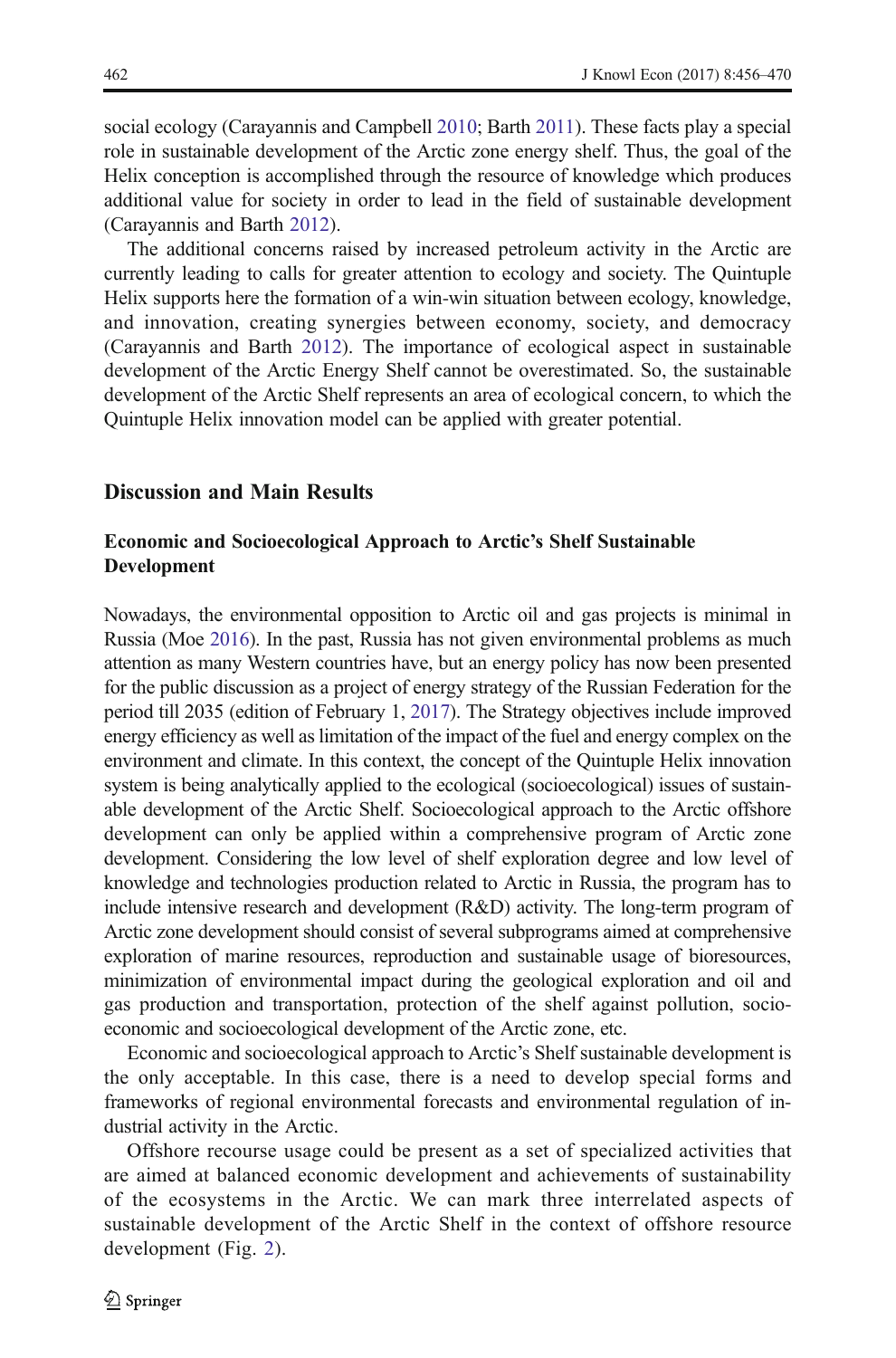social ecology (Carayannis and Campbell 2010; Barth 2011). These facts play a special role in sustainable development of the Arctic zone energy shelf. Thus, the goal of the Helix conception is accomplished through the resource of knowledge which produces additional value for society in order to lead in the field of sustainable development (Carayannis and Barth 2012).

The additional concerns raised by increased petroleum activity in the Arctic are currently leading to calls for greater attention to ecology and society. The Quintuple Helix supports here the formation of a win-win situation between ecology, knowledge, and innovation, creating synergies between economy, society, and democracy (Carayannis and Barth 2012). The importance of ecological aspect in sustainable development of the Arctic Energy Shelf cannot be overestimated. So, the sustainable development of the Arctic Shelf represents an area of ecological concern, to which the Quintuple Helix innovation model can be applied with greater potential.

## Discussion and Main Results

### Economic and Socioecological Approach to Arctic's Shelf Sustainable Development

Nowadays, the environmental opposition to Arctic oil and gas projects is minimal in Russia (Moe 2016). In the past, Russia has not given environmental problems as much attention as many Western countries have, but an energy policy has now been presented for the public discussion as a project of energy strategy of the Russian Federation for the period till 2035 (edition of February 1, 2017). The Strategy objectives include improved energy efficiency as well as limitation of the impact of the fuel and energy complex on the environment and climate. In this context, the concept of the Quintuple Helix innovation system is being analytically applied to the ecological (socioecological) issues of sustainable development of the Arctic Shelf. Socioecological approach to the Arctic offshore development can only be applied within a comprehensive program of Arctic zone development. Considering the low level of shelf exploration degree and low level of knowledge and technologies production related to Arctic in Russia, the program has to include intensive research and development (R&D) activity. The long-term program of Arctic zone development should consist of several subprograms aimed at comprehensive exploration of marine resources, reproduction and sustainable usage of bioresources, minimization of environmental impact during the geological exploration and oil and gas production and transportation, protection of the shelf against pollution, socio-economic and socioecological development of the Arctic zone, etc.

Economic and socioecological approach to Arctic's Shelf sustainable development is the only acceptable. In this case, there is a need to develop special forms and frameworks of regional environmental forecasts and environmental regulation of industrial activity in the Arctic.

Offshore recourse usage could be present as a set of specialized activities that are aimed at balanced economic development and achievements of sustainability of the ecosystems in the Arctic. We can mark three interrelated aspects of sustainable development of the Arctic Shelf in the context of offshore resource development (Fig. 2).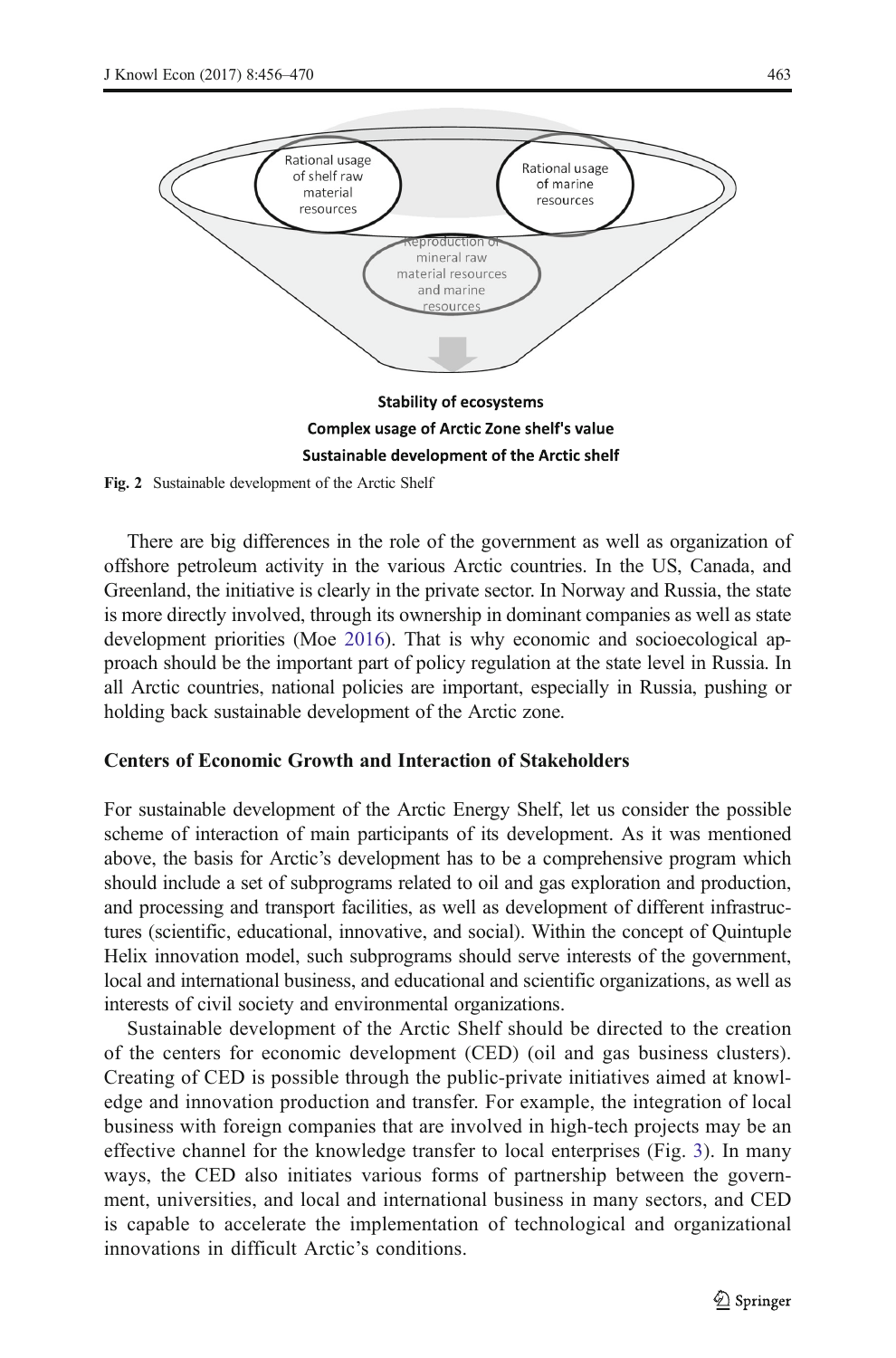Rational usage of shelf raw material resources

Rational usage of marine resources

Reproduction of mineral raw material resources and marine resources

**Stability of ecosystems**

**Complex usage of Arctic Zone shelf's value**

**Sustainable development of the Arctic shelf**

**Fig. 2** Sustainable development of the Arctic Shelf

There are big differences in the role of the government as well as organization of offshore petroleum activity in the various Arctic countries. In the US, Canada, and Greenland, the initiative is clearly in the private sector. In Norway and Russia, the state is more directly involved, through its ownership in dominant companies as well as state development priorities (Moe 2016). That is why economic and socioecological approach should be the important part of policy regulation at the state level in Russia. In all Arctic countries, national policies are important, especially in Russia, pushing or holding back sustainable development of the Arctic zone.

## Centers of Economic Growth and Interaction of Stakeholders

For sustainable development of the Arctic Energy Shelf, let us consider the possible scheme of interaction of main participants of its development. As it was mentioned above, the basis for Arctic's development has to be a comprehensive program which should include a set of subprograms related to oil and gas exploration and production, and processing and transport facilities, as well as development of different infrastructures (scientific, educational, innovative, and social). Within the concept of Quintuple Helix innovation model, such subprograms should serve interests of the government, local and international business, and educational and scientific organizations, as well as interests of civil society and environmental organizations.

Sustainable development of the Arctic Shelf should be directed to the creation of the centers for economic development (CED) (oil and gas business clusters). Creating of CED is possible through the public-private initiatives aimed at knowledge and innovation production and transfer. For example, the integration of local business with foreign companies that are involved in high-tech projects may be an effective channel for the knowledge transfer to local enterprises (Fig. 3). In many ways, the CED also initiates various forms of partnership between the government, universities, and local and international business in many sectors, and CED is capable to accelerate the implementation of technological and organizational innovations in difficult Arctic's conditions.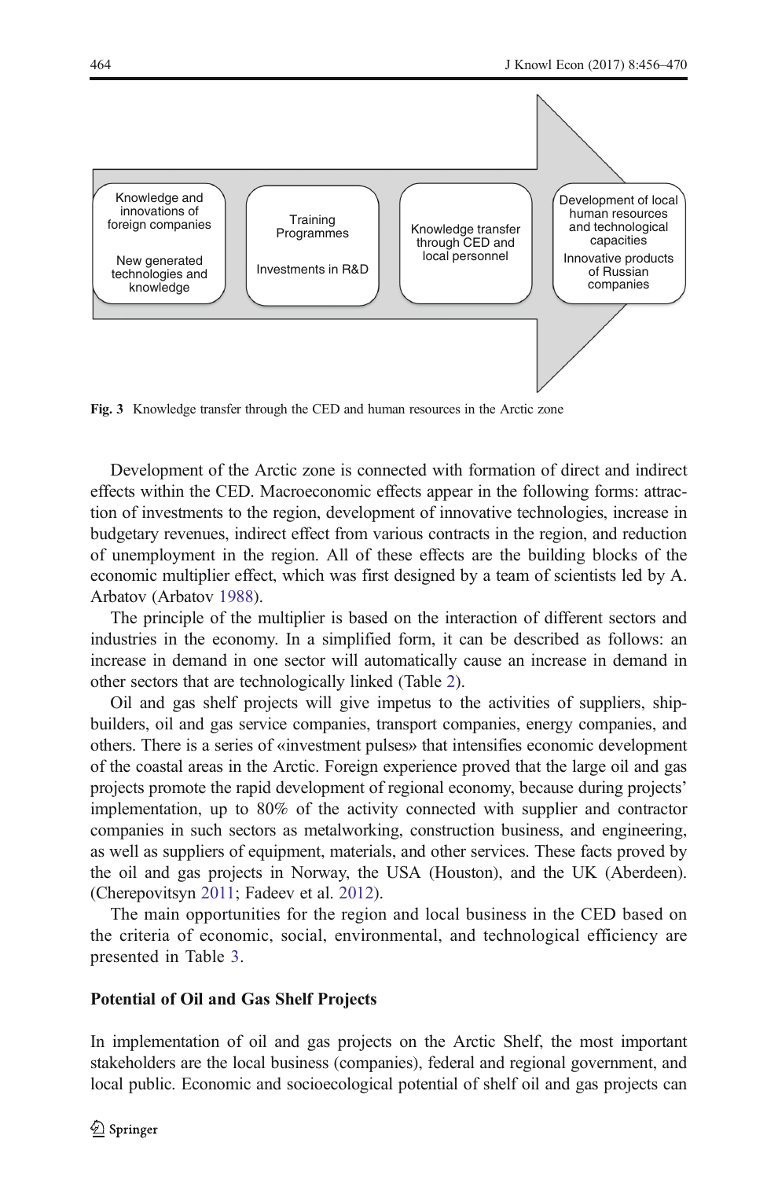Knowledge and innovations of foreign companies

New generated technologies and knowledge

Training Programmes

Investments in R&D

Knowledge transfer through CED and local personnel

Development of local human resources and technological capacities

Innovative products of Russian companies

**Fig. 3** Knowledge transfer through the CED and human resources in the Arctic zone

Development of the Arctic zone is connected with formation of direct and indirect effects within the CED. Macroeconomic effects appear in the following forms: attraction of investments to the region, development of innovative technologies, increase in budgetary revenues, indirect effect from various contracts in the region, and reduction of unemployment in the region. All of these effects are the building blocks of the economic multiplier effect, which was first designed by a team of scientists led by A. Arbatov (Arbatov 1988).

The principle of the multiplier is based on the interaction of different sectors and industries in the economy. In a simplified form, it can be described as follows: an increase in demand in one sector will automatically cause an increase in demand in other sectors that are technologically linked (Table 2).

Oil and gas shelf projects will give impetus to the activities of suppliers, shipbuilders, oil and gas service companies, transport companies, energy companies, and others. There is a series of «investment pulses» that intensifies economic development of the coastal areas in the Arctic. Foreign experience proved that the large oil and gas projects promote the rapid development of regional economy, because during projects' implementation, up to 80% of the activity connected with supplier and contractor companies in such sectors as metalworking, construction business, and engineering, as well as suppliers of equipment, materials, and other services. These facts proved by the oil and gas projects in Norway, the USA (Houston), and the UK (Aberdeen). (Cherepovitsyn 2011; Fadeev et al. 2012).

The main opportunities for the region and local business in the CED based on the criteria of economic, social, environmental, and technological efficiency are presented in Table 3.

### Potential of Oil and Gas Shelf Projects

In implementation of oil and gas projects on the Arctic Shelf, the most important stakeholders are the local business (companies), federal and regional government, and local public. Economic and socioecological potential of shelf oil and gas projects can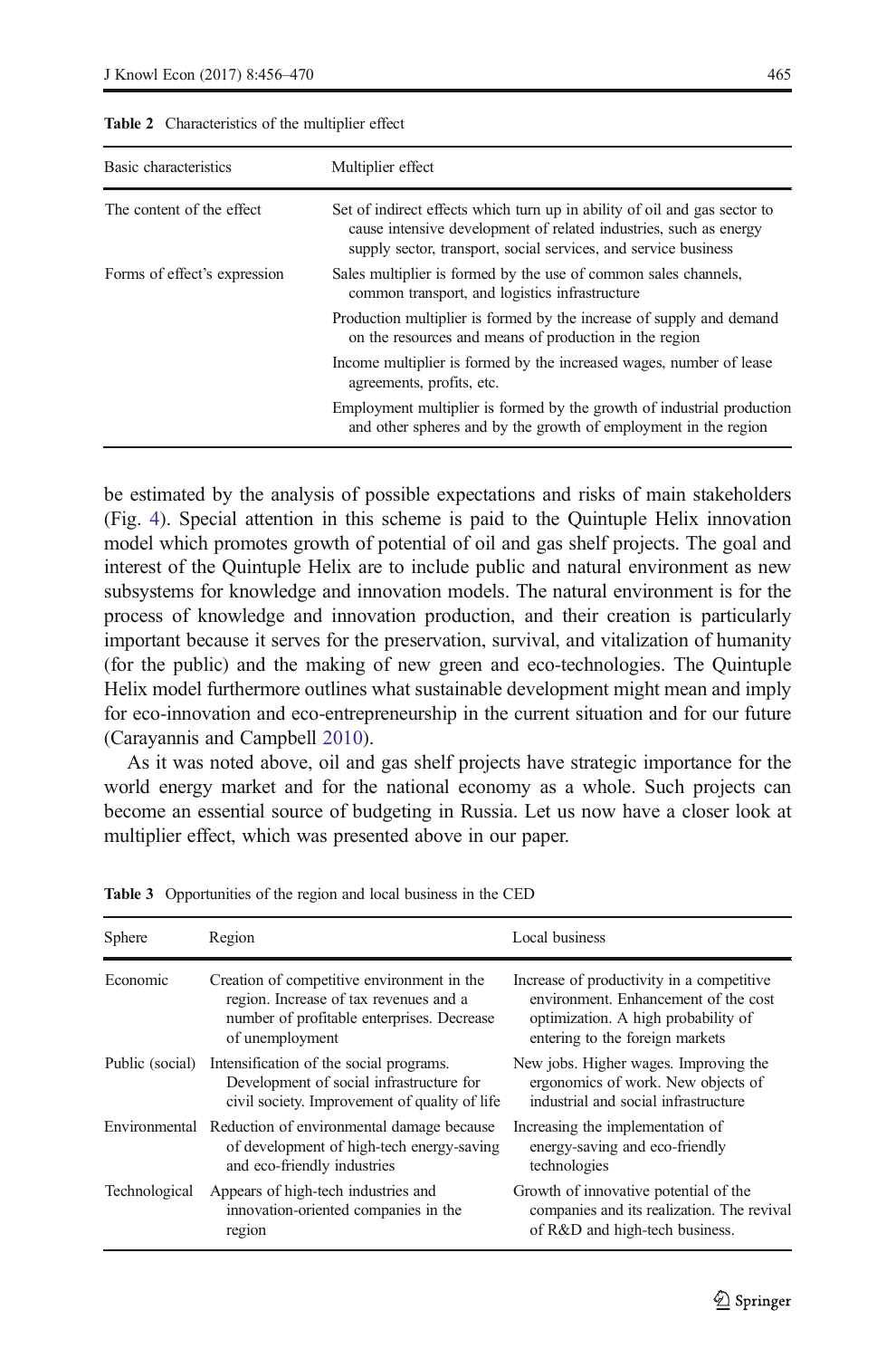Table 2 Characteristics of the multiplier effect

| Basic characteristics | Multiplier effect |
|---|---|
| The content of the effect | Set of indirect effects which turn up in ability of oil and gas sector to cause intensive development of related industries, such as energy supply sector, transport, social services, and service business |
| Forms of effect's expression | Sales multiplier is formed by the use of common sales channels, common transport, and logistics infrastructure |
| | Production multiplier is formed by the increase of supply and demand on the resources and means of production in the region |
| | Income multiplier is formed by the increased wages, number of lease agreements, profits, etc. |
| | Employment multiplier is formed by the growth of industrial production and other spheres and by the growth of employment in the region |

be estimated by the analysis of possible expectations and risks of main stakeholders (Fig. 4). Special attention in this scheme is paid to the Quintuple Helix innovation model which promotes growth of potential of oil and gas shelf projects. The goal and interest of the Quintuple Helix are to include public and natural environment as new subsystems for knowledge and innovation models. The natural environment is for the process of knowledge and innovation production, and their creation is particularly important because it serves for the preservation, survival, and vitalization of humanity (for the public) and the making of new green and eco-technologies. The Quintuple Helix model furthermore outlines what sustainable development might mean and imply for eco-innovation and eco-entrepreneurship in the current situation and for our future (Carayannis and Campbell 2010).

As it was noted above, oil and gas shelf projects have strategic importance for the world energy market and for the national economy as a whole. Such projects can become an essential source of budgeting in Russia. Let us now have a closer look at multiplier effect, which was presented above in our paper.

Table 3 Opportunities of the region and local business in the CED

| Sphere | Region | Local business |
|---|---|---|
| Economic | Creation of competitive environment in the region. Increase of tax revenues and a number of profitable enterprises. Decrease of unemployment | Increase of productivity in a competitive environment. Enhancement of the cost optimization. A high probability of entering to the foreign markets |
| Public (social) | Intensification of the social programs. Development of social infrastructure for civil society. Improvement of quality of life | New jobs. Higher wages. Improving the ergonomics of work. New objects of industrial and social infrastructure |
| Environmental | Reduction of environmental damage because of development of high-tech energy-saving and eco-friendly industries | Increasing the implementation of energy-saving and eco-friendly technologies |
| Technological | Appears of high-tech industries and innovation-oriented companies in the region | Growth of innovative potential of the companies and its realization. The revival of R&D and high-tech business. |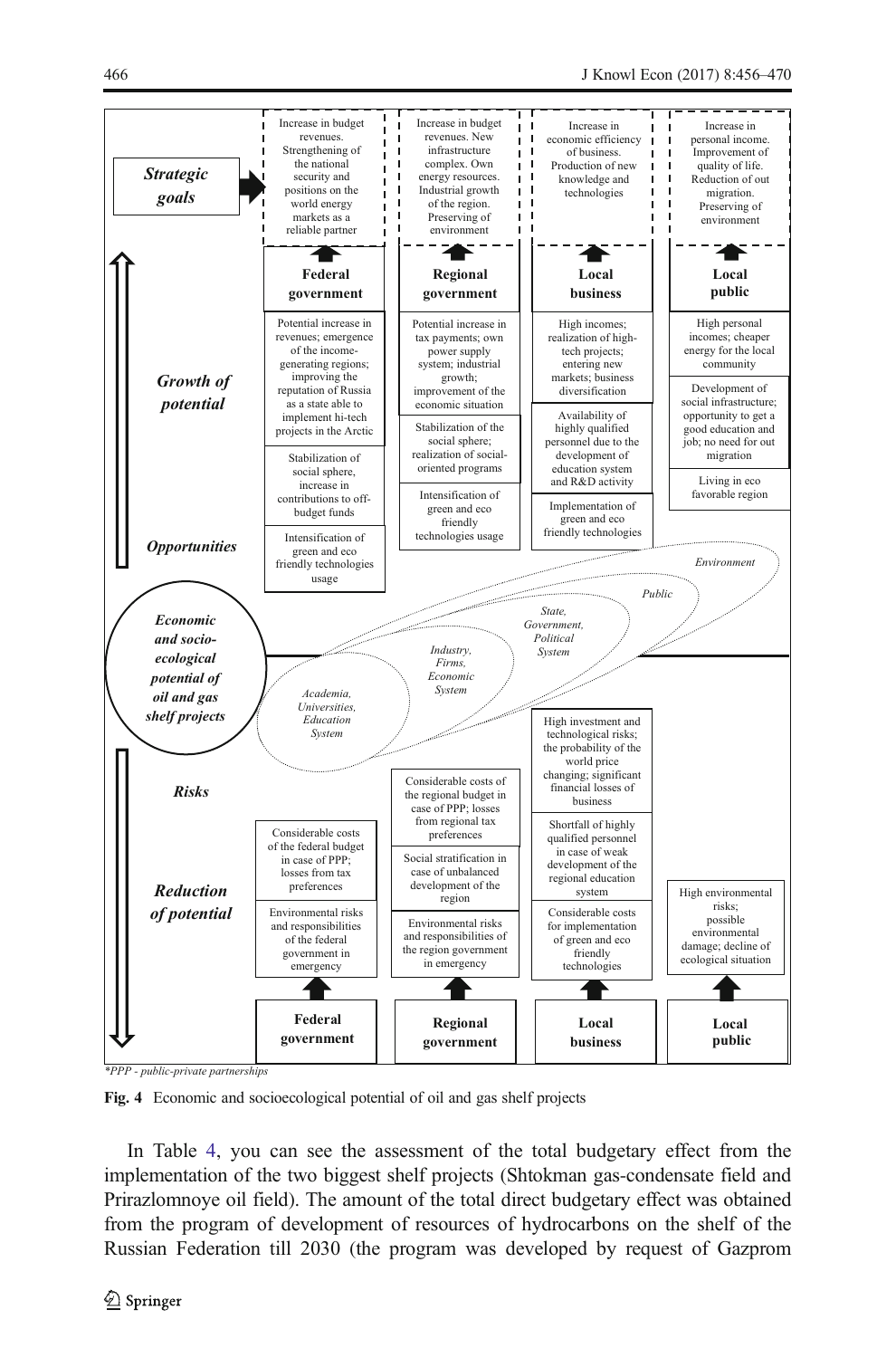| | Federal government | Regional government | Local business | Local public |
|---|---|---|---|---|
| ***Strategic goals*** | Increase in budget revenues. Strengthening of the national security and positions on the world energy markets as a reliable partner | Increase in budget revenues. New infrastructure complex. Own energy resources. Industrial growth of the region. Preserving of environment | Increase in economic efficiency of business. Production of new knowledge and technologies | Increase in personal income. Improvement of quality of life. Reduction of out migration. Preserving of environment |
| ***Growth of potential*** / ***Opportunities*** | Potential increase in revenues; emergence of the income-generating regions; improving the reputation of Russia as a state able to implement hi-tech projects in the Arctic | Potential increase in tax payments; own power supply system; industrial growth; improvement of the economic situation | High incomes; realization of high-tech projects; entering new markets; business diversification | High personal incomes; cheaper energy for the local community |
| | Stabilization of social sphere, increase in contributions to off-budget funds | Stabilization of the social sphere; realization of social-oriented programs | Availability of highly qualified personnel due to the development of education system and R&D activity | Development of social infrastructure; opportunity to get a good education and job; no need for out migration |
| | Intensification of green and eco friendly technologies usage | Intensification of green and eco friendly technologies usage | Implementation of green and eco friendly technologies | Living in eco favorable region |
| ***Risks*** / ***Reduction of potential*** | Considerable costs of the federal budget in case of PPP; losses from tax preferences | Considerable costs of the regional budget in case of PPP; losses from regional tax preferences | High investment and technological risks; the probability of the world price changing; significant financial losses of business | High environmental risks; possible environmental damage; decline of ecological situation |
| | | Social stratification in case of unbalanced development of the region | Shortfall of highly qualified personnel in case of weak development of the regional education system | |
| | Environmental risks and responsibilities of the federal government in emergency | Environmental risks and responsibilities of the region government in emergency | Considerable costs for implementation of green and eco friendly technologies | |

***Economic and socio-ecological potential of oil and gas shelf projects***: *Academia, Universities, Education System*; *Industry, Firms, Economic System*; *State, Government, Political System*; *Public*; *Environment*

*PPP - public-private partnerships

**Fig. 4** Economic and socioecological potential of oil and gas shelf projects

In Table 4, you can see the assessment of the total budgetary effect from the implementation of the two biggest shelf projects (Shtokman gas-condensate field and Prirazlomnoye oil field). The amount of the total direct budgetary effect was obtained from the program of development of resources of hydrocarbons on the shelf of the Russian Federation till 2030 (the program was developed by request of Gazprom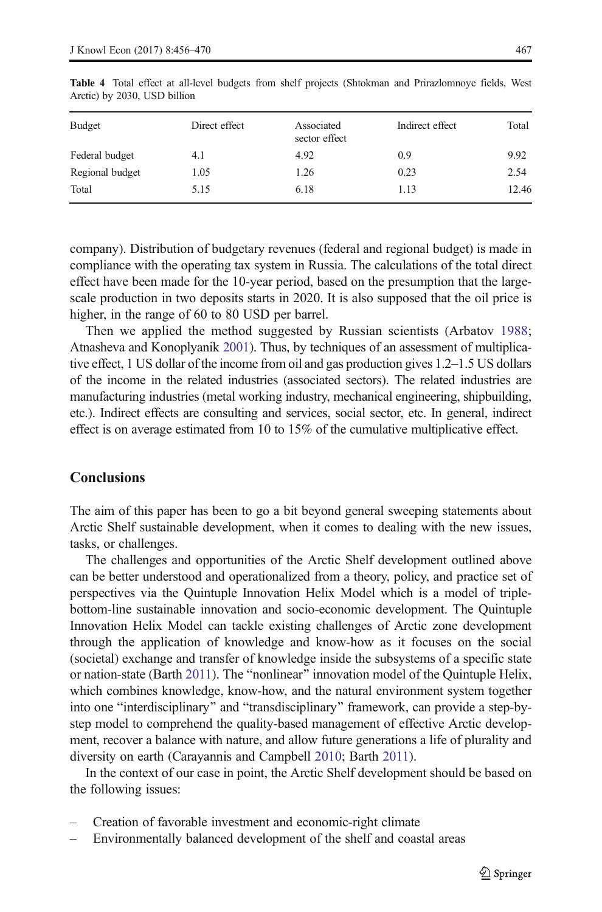Table 4 Total effect at all-level budgets from shelf projects (Shtokman and Prirazlomnoye fields, West Arctic) by 2030, USD billion

| Budget | Direct effect | Associated sector effect | Indirect effect | Total |
|---|---|---|---|---|
| Federal budget | 4.1 | 4.92 | 0.9 | 9.92 |
| Regional budget | 1.05 | 1.26 | 0.23 | 2.54 |
| Total | 5.15 | 6.18 | 1.13 | 12.46 |

company). Distribution of budgetary revenues (federal and regional budget) is made in compliance with the operating tax system in Russia. The calculations of the total direct effect have been made for the 10-year period, based on the presumption that the large-scale production in two deposits starts in 2020. It is also supposed that the oil price is higher, in the range of 60 to 80 USD per barrel.

Then we applied the method suggested by Russian scientists (Arbatov 1988; Atnasheva and Konoplyanik 2001). Thus, by techniques of an assessment of multiplicative effect, 1 US dollar of the income from oil and gas production gives 1.2–1.5 US dollars of the income in the related industries (associated sectors). The related industries are manufacturing industries (metal working industry, mechanical engineering, shipbuilding, etc.). Indirect effects are consulting and services, social sector, etc. In general, indirect effect is on average estimated from 10 to 15% of the cumulative multiplicative effect.

## Conclusions

The aim of this paper has been to go a bit beyond general sweeping statements about Arctic Shelf sustainable development, when it comes to dealing with the new issues, tasks, or challenges.

The challenges and opportunities of the Arctic Shelf development outlined above can be better understood and operationalized from a theory, policy, and practice set of perspectives via the Quintuple Innovation Helix Model which is a model of triple-bottom-line sustainable innovation and socio-economic development. The Quintuple Innovation Helix Model can tackle existing challenges of Arctic zone development through the application of knowledge and know-how as it focuses on the social (societal) exchange and transfer of knowledge inside the subsystems of a specific state or nation-state (Barth 2011). The "nonlinear" innovation model of the Quintuple Helix, which combines knowledge, know-how, and the natural environment system together into one "interdisciplinary" and "transdisciplinary" framework, can provide a step-by-step model to comprehend the quality-based management of effective Arctic development, recover a balance with nature, and allow future generations a life of plurality and diversity on earth (Carayannis and Campbell 2010; Barth 2011).

In the context of our case in point, the Arctic Shelf development should be based on the following issues:

- Creation of favorable investment and economic-right climate
- Environmentally balanced development of the shelf and coastal areas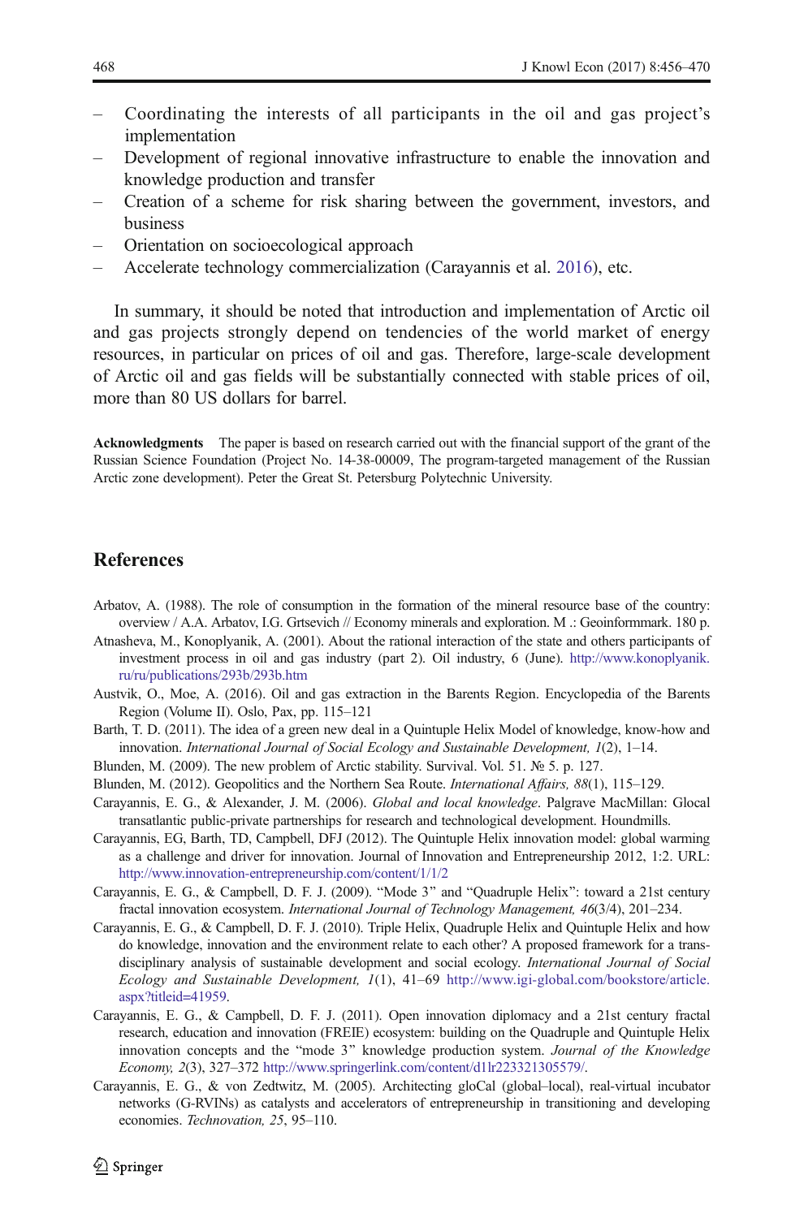- Coordinating the interests of all participants in the oil and gas project's implementation
- Development of regional innovative infrastructure to enable the innovation and knowledge production and transfer
- Creation of a scheme for risk sharing between the government, investors, and business
- Orientation on socioecological approach
- Accelerate technology commercialization (Carayannis et al. 2016), etc.

In summary, it should be noted that introduction and implementation of Arctic oil and gas projects strongly depend on tendencies of the world market of energy resources, in particular on prices of oil and gas. Therefore, large-scale development of Arctic oil and gas fields will be substantially connected with stable prices of oil, more than 80 US dollars for barrel.

**Acknowledgments** The paper is based on research carried out with the financial support of the grant of the Russian Science Foundation (Project No. 14-38-00009, The program-targeted management of the Russian Arctic zone development). Peter the Great St. Petersburg Polytechnic University.

## References

Arbatov, A. (1988). The role of consumption in the formation of the mineral resource base of the country: overview / A.A. Arbatov, I.G. Grtsevich // Economy minerals and exploration. M .: Geoinformmark. 180 p.

Atnasheva, M., Konoplyanik, A. (2001). About the rational interaction of the state and others participants of investment process in oil and gas industry (part 2). Oil industry, 6 (June). http://www.konoplyanik.ru/ru/publications/293b/293b.htm

Austvik, O., Moe, A. (2016). Oil and gas extraction in the Barents Region. Encyclopedia of the Barents Region (Volume II). Oslo, Pax, pp. 115–121

Barth, T. D. (2011). The idea of a green new deal in a Quintuple Helix Model of knowledge, know-how and innovation. *International Journal of Social Ecology and Sustainable Development, 1*(2), 1–14.

Blunden, M. (2009). The new problem of Arctic stability. Survival. Vol. 51. № 5. p. 127.

Blunden, M. (2012). Geopolitics and the Northern Sea Route. *International Affairs, 88*(1), 115–129.

Carayannis, E. G., & Alexander, J. M. (2006). *Global and local knowledge*. Palgrave MacMillan: Glocal transatlantic public-private partnerships for research and technological development. Houndmills.

Carayannis, EG, Barth, TD, Campbell, DFJ (2012). The Quintuple Helix innovation model: global warming as a challenge and driver for innovation. Journal of Innovation and Entrepreneurship 2012, 1:2. URL: http://www.innovation-entrepreneurship.com/content/1/1/2

Carayannis, E. G., & Campbell, D. F. J. (2009). "Mode 3" and "Quadruple Helix": toward a 21st century fractal innovation ecosystem. *International Journal of Technology Management, 46*(3/4), 201–234.

Carayannis, E. G., & Campbell, D. F. J. (2010). Triple Helix, Quadruple Helix and Quintuple Helix and how do knowledge, innovation and the environment relate to each other? A proposed framework for a trans-disciplinary analysis of sustainable development and social ecology. *International Journal of Social Ecology and Sustainable Development, 1*(1), 41–69 http://www.igi-global.com/bookstore/article.aspx?titleid=41959.

Carayannis, E. G., & Campbell, D. F. J. (2011). Open innovation diplomacy and a 21st century fractal research, education and innovation (FREIE) ecosystem: building on the Quadruple and Quintuple Helix innovation concepts and the "mode 3" knowledge production system. *Journal of the Knowledge Economy, 2*(3), 327–372 http://www.springerlink.com/content/d1lr223321305579/.

Carayannis, E. G., & von Zedtwitz, M. (2005). Architecting gloCal (global–local), real-virtual incubator networks (G-RVINs) as catalysts and accelerators of entrepreneurship in transitioning and developing economies. *Technovation, 25*, 95–110.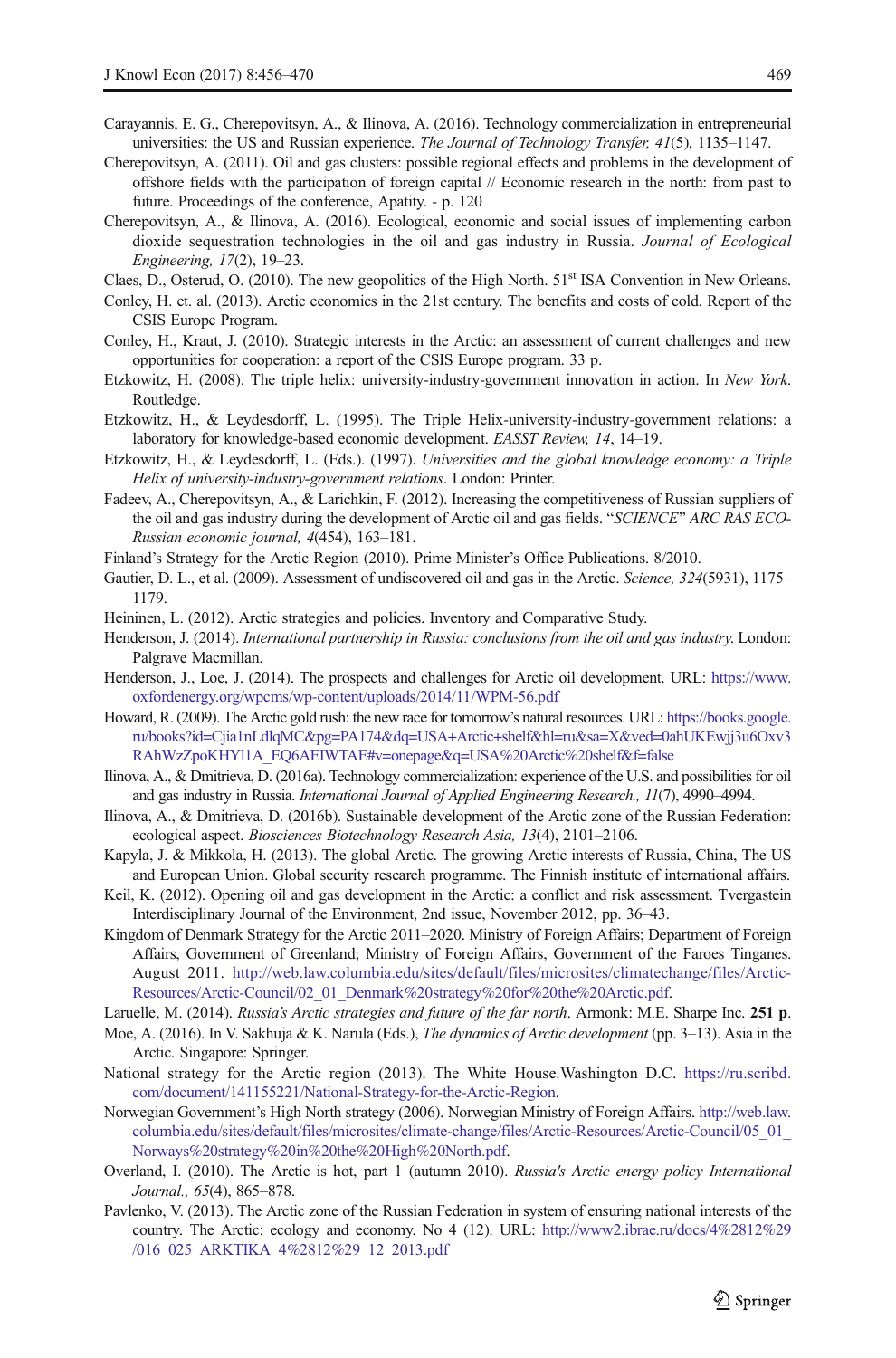Carayannis, E. G., Cherepovitsyn, A., & Ilinova, A. (2016). Technology commercialization in entrepreneurial universities: the US and Russian experience. *The Journal of Technology Transfer, 41*(5), 1135–1147.

Cherepovitsyn, A. (2011). Oil and gas clusters: possible regional effects and problems in the development of offshore fields with the participation of foreign capital // Economic research in the north: from past to future. Proceedings of the conference, Apatity. - p. 120

Cherepovitsyn, A., & Ilinova, A. (2016). Ecological, economic and social issues of implementing carbon dioxide sequestration technologies in the oil and gas industry in Russia. *Journal of Ecological Engineering, 17*(2), 19–23.

Claes, D., Osterud, O. (2010). The new geopolitics of the High North. 51st ISA Convention in New Orleans.

Conley, H. et. al. (2013). Arctic economics in the 21st century. The benefits and costs of cold. Report of the CSIS Europe Program.

Conley, H., Kraut, J. (2010). Strategic interests in the Arctic: an assessment of current challenges and new opportunities for cooperation: a report of the CSIS Europe program. 33 p.

Etzkowitz, H. (2008). The triple helix: university-industry-government innovation in action. In *New York*. Routledge.

Etzkowitz, H., & Leydesdorff, L. (1995). The Triple Helix-university-industry-government relations: a laboratory for knowledge-based economic development. *EASST Review, 14*, 14–19.

Etzkowitz, H., & Leydesdorff, L. (Eds.). (1997). *Universities and the global knowledge economy: a Triple Helix of university-industry-government relations*. London: Printer.

Fadeev, A., Cherepovitsyn, A., & Larichkin, F. (2012). Increasing the competitiveness of Russian suppliers of the oil and gas industry during the development of Arctic oil and gas fields. "*SCIENCE*" *ARC RAS ECO-Russian economic journal, 4*(454), 163–181.

Finland's Strategy for the Arctic Region (2010). Prime Minister's Office Publications. 8/2010.

Gautier, D. L., et al. (2009). Assessment of undiscovered oil and gas in the Arctic. *Science, 324*(5931), 1175–1179.

Heininen, L. (2012). Arctic strategies and policies. Inventory and Comparative Study.

Henderson, J. (2014). *International partnership in Russia: conclusions from the oil and gas industry*. London: Palgrave Macmillan.

Henderson, J., Loe, J. (2014). The prospects and challenges for Arctic oil development. URL: https://www.oxfordenergy.org/wpcms/wp-content/uploads/2014/11/WPM-56.pdf

Howard, R. (2009). The Arctic gold rush: the new race for tomorrow's natural resources. URL: https://books.google.ru/books?id=Cjia1nLdlqMC&pg=PA174&dq=USA+Arctic+shelf&hl=ru&sa=X&ved=0ahUKEwjj3u6Oxv3RAhWzZpoKHYl1A_EQ6AEIWTAE#v=onepage&q=USA%20Arctic%20shelf&f=false

Ilinova, A., & Dmitrieva, D. (2016a). Technology commercialization: experience of the U.S. and possibilities for oil and gas industry in Russia. *International Journal of Applied Engineering Research., 11*(7), 4990–4994.

Ilinova, A., & Dmitrieva, D. (2016b). Sustainable development of the Arctic zone of the Russian Federation: ecological aspect. *Biosciences Biotechnology Research Asia, 13*(4), 2101–2106.

Kapyla, J. & Mikkola, H. (2013). The global Arctic. The growing Arctic interests of Russia, China, The US and European Union. Global security research programme. The Finnish institute of international affairs.

Keil, K. (2012). Opening oil and gas development in the Arctic: a conflict and risk assessment. Tvergastein Interdisciplinary Journal of the Environment, 2nd issue, November 2012, pp. 36–43.

Kingdom of Denmark Strategy for the Arctic 2011–2020. Ministry of Foreign Affairs; Department of Foreign Affairs, Government of Greenland; Ministry of Foreign Affairs, Government of the Faroes Tinganes. August 2011. http://web.law.columbia.edu/sites/default/files/microsites/climatechange/files/Arctic-Resources/Arctic-Council/02_01_Denmark%20strategy%20for%20the%20Arctic.pdf.

Laruelle, M. (2014). *Russia's Arctic strategies and future of the far north*. Armonk: M.E. Sharpe Inc. **251 p**.

Moe, A. (2016). In V. Sakhuja & K. Narula (Eds.), *The dynamics of Arctic development* (pp. 3–13). Asia in the Arctic. Singapore: Springer.

National strategy for the Arctic region (2013). The White House.Washington D.C. https://ru.scribd.com/document/141155221/National-Strategy-for-the-Arctic-Region.

Norwegian Government's High North strategy (2006). Norwegian Ministry of Foreign Affairs. http://web.law.columbia.edu/sites/default/files/microsites/climate-change/files/Arctic-Resources/Arctic-Council/05_01_Norways%20strategy%20in%20the%20High%20North.pdf.

Overland, I. (2010). The Arctic is hot, part 1 (autumn 2010). *Russia's Arctic energy policy International Journal., 65*(4), 865–878.

Pavlenko, V. (2013). The Arctic zone of the Russian Federation in system of ensuring national interests of the country. The Arctic: ecology and economy. No 4 (12). URL: http://www2.ibrae.ru/docs/4%2812%29/016_025_ARKTIKA_4%2812%29_12_2013.pdf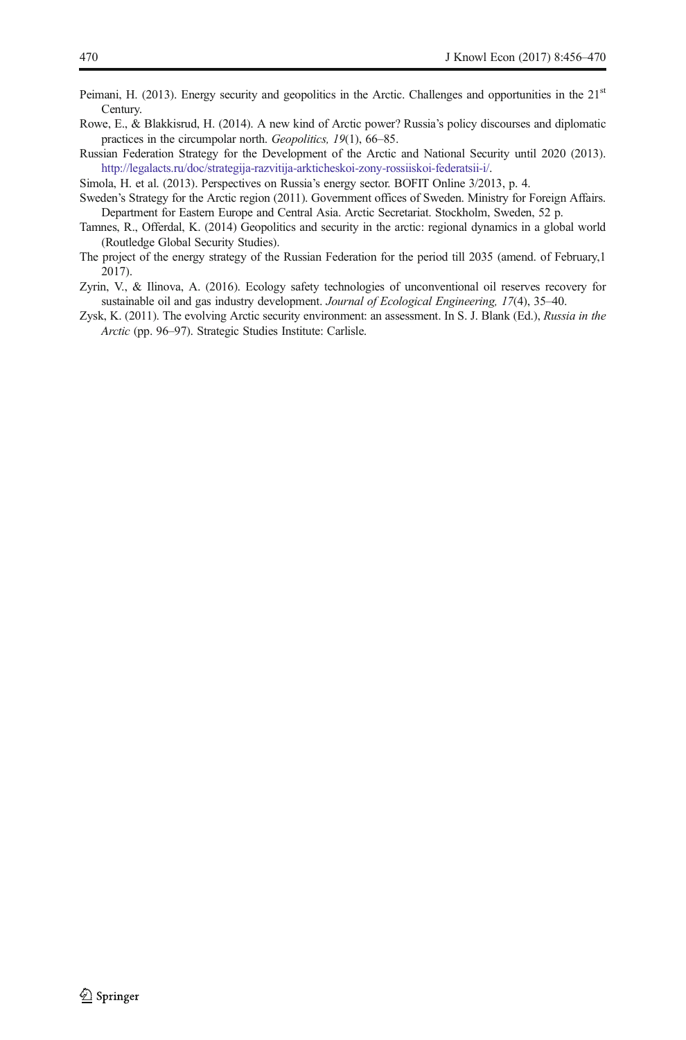Peimani, H. (2013). Energy security and geopolitics in the Arctic. Challenges and opportunities in the 21st Century.

Rowe, E., & Blakkisrud, H. (2014). A new kind of Arctic power? Russia's policy discourses and diplomatic practices in the circumpolar north. *Geopolitics, 19*(1), 66–85.

Russian Federation Strategy for the Development of the Arctic and National Security until 2020 (2013). http://legalacts.ru/doc/strategija-razvitija-arkticheskoi-zony-rossiiskoi-federatsii-i/.

Simola, H. et al. (2013). Perspectives on Russia's energy sector. BOFIT Online 3/2013, p. 4.

Sweden's Strategy for the Arctic region (2011). Government offices of Sweden. Ministry for Foreign Affairs. Department for Eastern Europe and Central Asia. Arctic Secretariat. Stockholm, Sweden, 52 p.

Tamnes, R., Offerdal, K. (2014) Geopolitics and security in the arctic: regional dynamics in a global world (Routledge Global Security Studies).

The project of the energy strategy of the Russian Federation for the period till 2035 (amend. of February,1 2017).

Zyrin, V., & Ilinova, A. (2016). Ecology safety technologies of unconventional oil reserves recovery for sustainable oil and gas industry development. *Journal of Ecological Engineering, 17*(4), 35–40.

Zysk, K. (2011). The evolving Arctic security environment: an assessment. In S. J. Blank (Ed.), *Russia in the Arctic* (pp. 96–97). Strategic Studies Institute: Carlisle.